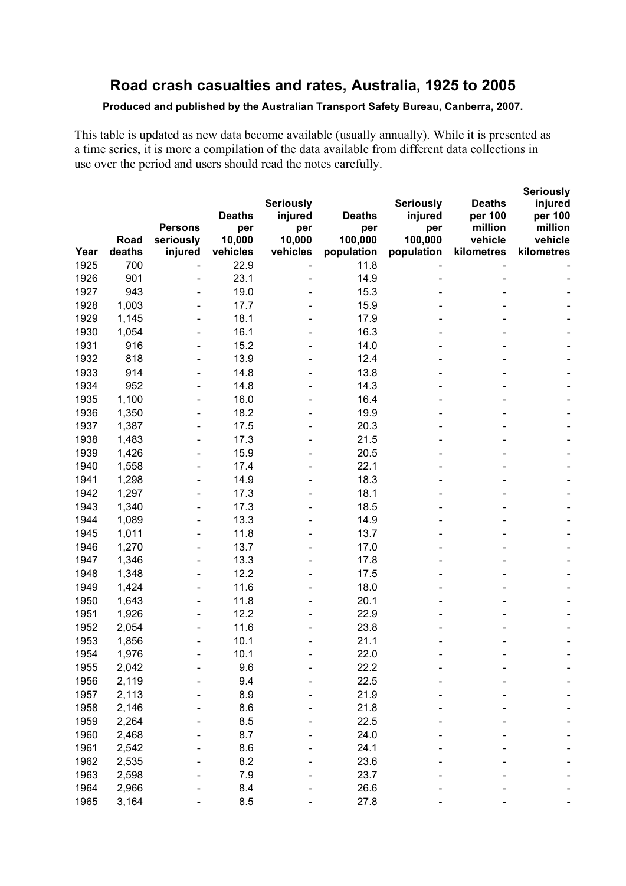# Road crash casualties and rates, Australia, 1925 to 2005

**Produced and published by the Australian Transport Safety Bureau, Canberra, 2007.**

This table is updated as new data become available (usually annually). While it is presented as a time series, it is more a compilation of the data available from different data collections in use over the period and users should read the notes carefully.

| Year | Road deaths | Persons seriously injured | Deaths per 10,000 vehicles | Seriously injured per 10,000 vehicles | Deaths per 100,000 population | Seriously injured per 100,000 population | Deaths per 100 million vehicle kilometres | Seriously injured per 100 million vehicle kilometres |
|---|---|---|---|---|---|---|---|---|
| 1925 | 700 | - | 22.9 | - | 11.8 | - | - | - |
| 1926 | 901 | - | 23.1 | - | 14.9 | - | - | - |
| 1927 | 943 | - | 19.0 | - | 15.3 | - | - | - |
| 1928 | 1,003 | - | 17.7 | - | 15.9 | - | - | - |
| 1929 | 1,145 | - | 18.1 | - | 17.9 | - | - | - |
| 1930 | 1,054 | - | 16.1 | - | 16.3 | - | - | - |
| 1931 | 916 | - | 15.2 | - | 14.0 | - | - | - |
| 1932 | 818 | - | 13.9 | - | 12.4 | - | - | - |
| 1933 | 914 | - | 14.8 | - | 13.8 | - | - | - |
| 1934 | 952 | - | 14.8 | - | 14.3 | - | - | - |
| 1935 | 1,100 | - | 16.0 | - | 16.4 | - | - | - |
| 1936 | 1,350 | - | 18.2 | - | 19.9 | - | - | - |
| 1937 | 1,387 | - | 17.5 | - | 20.3 | - | - | - |
| 1938 | 1,483 | - | 17.3 | - | 21.5 | - | - | - |
| 1939 | 1,426 | - | 15.9 | - | 20.5 | - | - | - |
| 1940 | 1,558 | - | 17.4 | - | 22.1 | - | - | - |
| 1941 | 1,298 | - | 14.9 | - | 18.3 | - | - | - |
| 1942 | 1,297 | - | 17.3 | - | 18.1 | - | - | - |
| 1943 | 1,340 | - | 17.3 | - | 18.5 | - | - | - |
| 1944 | 1,089 | - | 13.3 | - | 14.9 | - | - | - |
| 1945 | 1,011 | - | 11.8 | - | 13.7 | - | - | - |
| 1946 | 1,270 | - | 13.7 | - | 17.0 | - | - | - |
| 1947 | 1,346 | - | 13.3 | - | 17.8 | - | - | - |
| 1948 | 1,348 | - | 12.2 | - | 17.5 | - | - | - |
| 1949 | 1,424 | - | 11.6 | - | 18.0 | - | - | - |
| 1950 | 1,643 | - | 11.8 | - | 20.1 | - | - | - |
| 1951 | 1,926 | - | 12.2 | - | 22.9 | - | - | - |
| 1952 | 2,054 | - | 11.6 | - | 23.8 | - | - | - |
| 1953 | 1,856 | - | 10.1 | - | 21.1 | - | - | - |
| 1954 | 1,976 | - | 10.1 | - | 22.0 | - | - | - |
| 1955 | 2,042 | - | 9.6 | - | 22.2 | - | - | - |
| 1956 | 2,119 | - | 9.4 | - | 22.5 | - | - | - |
| 1957 | 2,113 | - | 8.9 | - | 21.9 | - | - | - |
| 1958 | 2,146 | - | 8.6 | - | 21.8 | - | - | - |
| 1959 | 2,264 | - | 8.5 | - | 22.5 | - | - | - |
| 1960 | 2,468 | - | 8.7 | - | 24.0 | - | - | - |
| 1961 | 2,542 | - | 8.6 | - | 24.1 | - | - | - |
| 1962 | 2,535 | - | 8.2 | - | 23.6 | - | - | - |
| 1963 | 2,598 | - | 7.9 | - | 23.7 | - | - | - |
| 1964 | 2,966 | - | 8.4 | - | 26.6 | - | - | - |
| 1965 | 3,164 | - | 8.5 | - | 27.8 | - | - | - |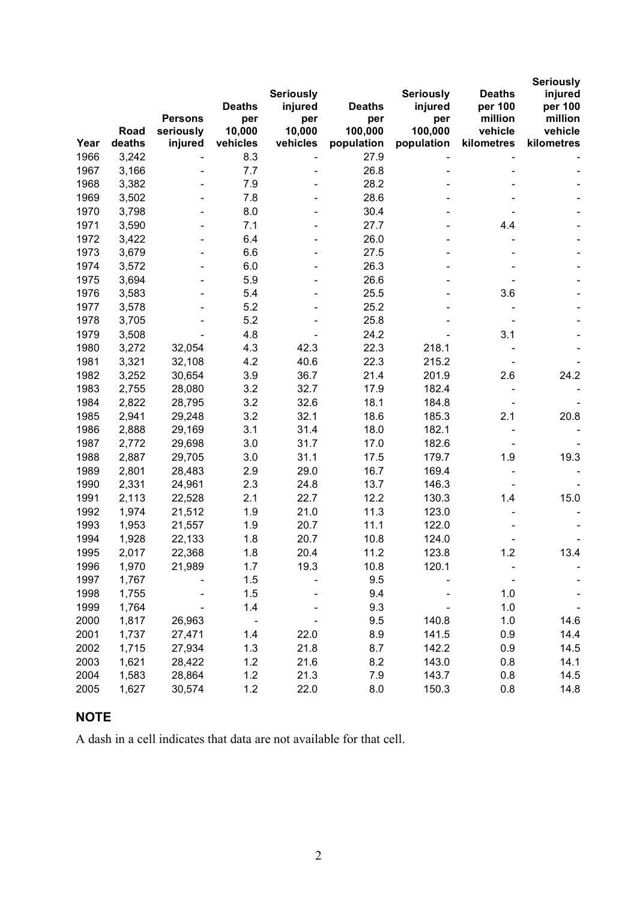| Year | Road deaths | Persons seriously injured | Deaths per 10,000 vehicles | Seriously injured per 10,000 vehicles | Deaths per 100,000 population | Seriously injured per 100,000 population | Deaths per 100 million vehicle kilometres | Seriously injured per 100 million vehicle kilometres |
|---|---|---|---|---|---|---|---|---|
| 1966 | 3,242 | - | 8.3 | - | 27.9 | - | - | - |
| 1967 | 3,166 | - | 7.7 | - | 26.8 | - | - | - |
| 1968 | 3,382 | - | 7.9 | - | 28.2 | - | - | - |
| 1969 | 3,502 | - | 7.8 | - | 28.6 | - | - | - |
| 1970 | 3,798 | - | 8.0 | - | 30.4 | - | - | - |
| 1971 | 3,590 | - | 7.1 | - | 27.7 | - | 4.4 | - |
| 1972 | 3,422 | - | 6.4 | - | 26.0 | - | - | - |
| 1973 | 3,679 | - | 6.6 | - | 27.5 | - | - | - |
| 1974 | 3,572 | - | 6.0 | - | 26.3 | - | - | - |
| 1975 | 3,694 | - | 5.9 | - | 26.6 | - | - | - |
| 1976 | 3,583 | - | 5.4 | - | 25.5 | - | 3.6 | - |
| 1977 | 3,578 | - | 5.2 | - | 25.2 | - | - | - |
| 1978 | 3,705 | - | 5.2 | - | 25.8 | - | - | - |
| 1979 | 3,508 | - | 4.8 | - | 24.2 | - | 3.1 | - |
| 1980 | 3,272 | 32,054 | 4.3 | 42.3 | 22.3 | 218.1 | - | - |
| 1981 | 3,321 | 32,108 | 4.2 | 40.6 | 22.3 | 215.2 | - | - |
| 1982 | 3,252 | 30,654 | 3.9 | 36.7 | 21.4 | 201.9 | 2.6 | 24.2 |
| 1983 | 2,755 | 28,080 | 3.2 | 32.7 | 17.9 | 182.4 | - | - |
| 1984 | 2,822 | 28,795 | 3.2 | 32.6 | 18.1 | 184.8 | - | - |
| 1985 | 2,941 | 29,248 | 3.2 | 32.1 | 18.6 | 185.3 | 2.1 | 20.8 |
| 1986 | 2,888 | 29,169 | 3.1 | 31.4 | 18.0 | 182.1 | - | - |
| 1987 | 2,772 | 29,698 | 3.0 | 31.7 | 17.0 | 182.6 | - | - |
| 1988 | 2,887 | 29,705 | 3.0 | 31.1 | 17.5 | 179.7 | 1.9 | 19.3 |
| 1989 | 2,801 | 28,483 | 2.9 | 29.0 | 16.7 | 169.4 | - | - |
| 1990 | 2,331 | 24,961 | 2.3 | 24.8 | 13.7 | 146.3 | - | - |
| 1991 | 2,113 | 22,528 | 2.1 | 22.7 | 12.2 | 130.3 | 1.4 | 15.0 |
| 1992 | 1,974 | 21,512 | 1.9 | 21.0 | 11.3 | 123.0 | - | - |
| 1993 | 1,953 | 21,557 | 1.9 | 20.7 | 11.1 | 122.0 | - | - |
| 1994 | 1,928 | 22,133 | 1.8 | 20.7 | 10.8 | 124.0 | - | - |
| 1995 | 2,017 | 22,368 | 1.8 | 20.4 | 11.2 | 123.8 | 1.2 | 13.4 |
| 1996 | 1,970 | 21,989 | 1.7 | 19.3 | 10.8 | 120.1 | - | - |
| 1997 | 1,767 | - | 1.5 | - | 9.5 | - | - | - |
| 1998 | 1,755 | - | 1.5 | - | 9.4 | - | 1.0 | - |
| 1999 | 1,764 | - | 1.4 | - | 9.3 | - | 1.0 | - |
| 2000 | 1,817 | 26,963 | - | - | 9.5 | 140.8 | 1.0 | 14.6 |
| 2001 | 1,737 | 27,471 | 1.4 | 22.0 | 8.9 | 141.5 | 0.9 | 14.4 |
| 2002 | 1,715 | 27,934 | 1.3 | 21.8 | 8.7 | 142.2 | 0.9 | 14.5 |
| 2003 | 1,621 | 28,422 | 1.2 | 21.6 | 8.2 | 143.0 | 0.8 | 14.1 |
| 2004 | 1,583 | 28,864 | 1.2 | 21.3 | 7.9 | 143.7 | 0.8 | 14.5 |
| 2005 | 1,627 | 30,574 | 1.2 | 22.0 | 8.0 | 150.3 | 0.8 | 14.8 |

## NOTE

A dash in a cell indicates that data are not available for that cell.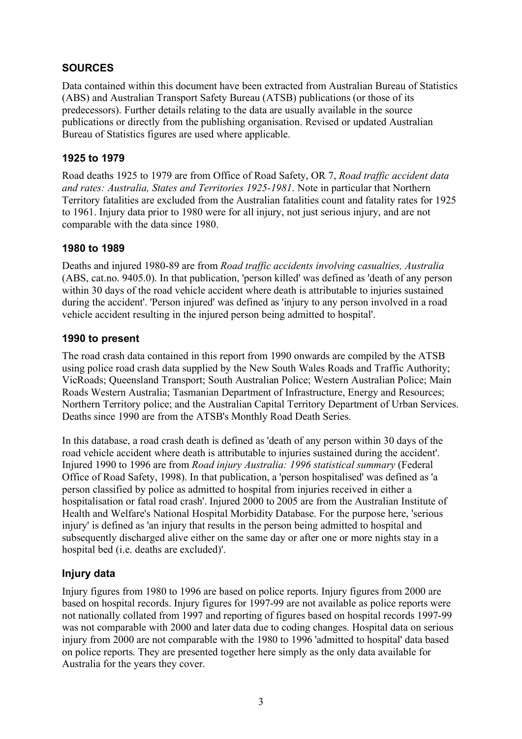## SOURCES

Data contained within this document have been extracted from Australian Bureau of Statistics (ABS) and Australian Transport Safety Bureau (ATSB) publications (or those of its predecessors). Further details relating to the data are usually available in the source publications or directly from the publishing organisation. Revised or updated Australian Bureau of Statistics figures are used where applicable.

### 1925 to 1979

Road deaths 1925 to 1979 are from Office of Road Safety, OR 7, *Road traffic accident data and rates: Australia, States and Territories 1925-1981*. Note in particular that Northern Territory fatalities are excluded from the Australian fatalities count and fatality rates for 1925 to 1961. Injury data prior to 1980 were for all injury, not just serious injury, and are not comparable with the data since 1980.

### 1980 to 1989

Deaths and injured 1980-89 are from *Road traffic accidents involving casualties, Australia* (ABS, cat.no. 9405.0). In that publication, 'person killed' was defined as 'death of any person within 30 days of the road vehicle accident where death is attributable to injuries sustained during the accident'. 'Person injured' was defined as 'injury to any person involved in a road vehicle accident resulting in the injured person being admitted to hospital'.

### 1990 to present

The road crash data contained in this report from 1990 onwards are compiled by the ATSB using police road crash data supplied by the New South Wales Roads and Traffic Authority; VicRoads; Queensland Transport; South Australian Police; Western Australian Police; Main Roads Western Australia; Tasmanian Department of Infrastructure, Energy and Resources; Northern Territory police; and the Australian Capital Territory Department of Urban Services. Deaths since 1990 are from the ATSB's Monthly Road Death Series.

In this database, a road crash death is defined as 'death of any person within 30 days of the road vehicle accident where death is attributable to injuries sustained during the accident'. Injured 1990 to 1996 are from *Road injury Australia: 1996 statistical summary* (Federal Office of Road Safety, 1998). In that publication, a 'person hospitalised' was defined as 'a person classified by police as admitted to hospital from injuries received in either a hospitalisation or fatal road crash'. Injured 2000 to 2005 are from the Australian Institute of Health and Welfare's National Hospital Morbidity Database. For the purpose here, 'serious injury' is defined as 'an injury that results in the person being admitted to hospital and subsequently discharged alive either on the same day or after one or more nights stay in a hospital bed (i.e. deaths are excluded)'.

### Injury data

Injury figures from 1980 to 1996 are based on police reports. Injury figures from 2000 are based on hospital records. Injury figures for 1997-99 are not available as police reports were not nationally collated from 1997 and reporting of figures based on hospital records 1997-99 was not comparable with 2000 and later data due to coding changes. Hospital data on serious injury from 2000 are not comparable with the 1980 to 1996 'admitted to hospital' data based on police reports. They are presented together here simply as the only data available for Australia for the years they cover.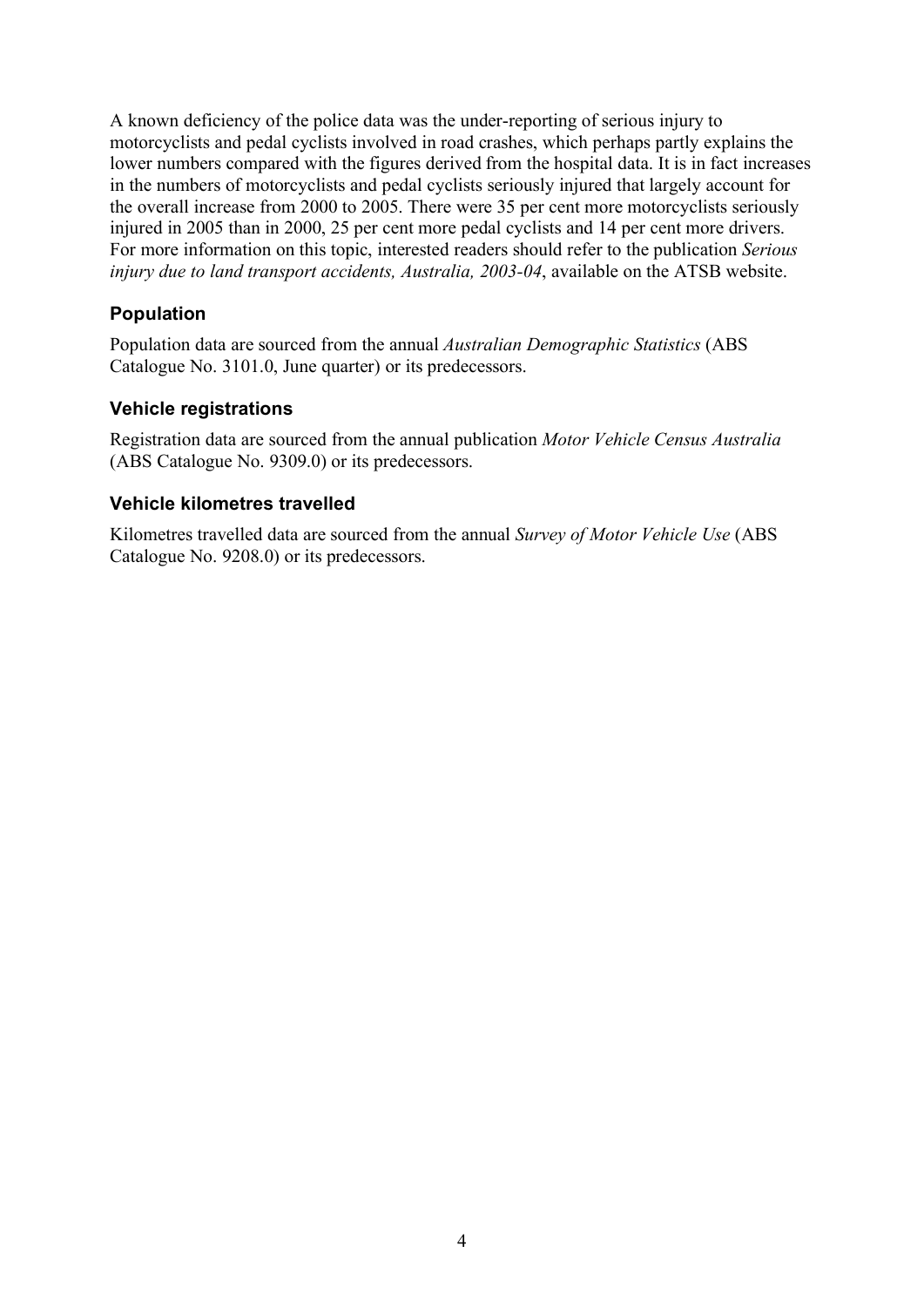A known deficiency of the police data was the under-reporting of serious injury to motorcyclists and pedal cyclists involved in road crashes, which perhaps partly explains the lower numbers compared with the figures derived from the hospital data. It is in fact increases in the numbers of motorcyclists and pedal cyclists seriously injured that largely account for the overall increase from 2000 to 2005. There were 35 per cent more motorcyclists seriously injured in 2005 than in 2000, 25 per cent more pedal cyclists and 14 per cent more drivers. For more information on this topic, interested readers should refer to the publication *Serious injury due to land transport accidents, Australia, 2003-04*, available on the ATSB website.

### Population

Population data are sourced from the annual *Australian Demographic Statistics* (ABS Catalogue No. 3101.0, June quarter) or its predecessors.

### Vehicle registrations

Registration data are sourced from the annual publication *Motor Vehicle Census Australia* (ABS Catalogue No. 9309.0) or its predecessors.

### Vehicle kilometres travelled

Kilometres travelled data are sourced from the annual *Survey of Motor Vehicle Use* (ABS Catalogue No. 9208.0) or its predecessors.